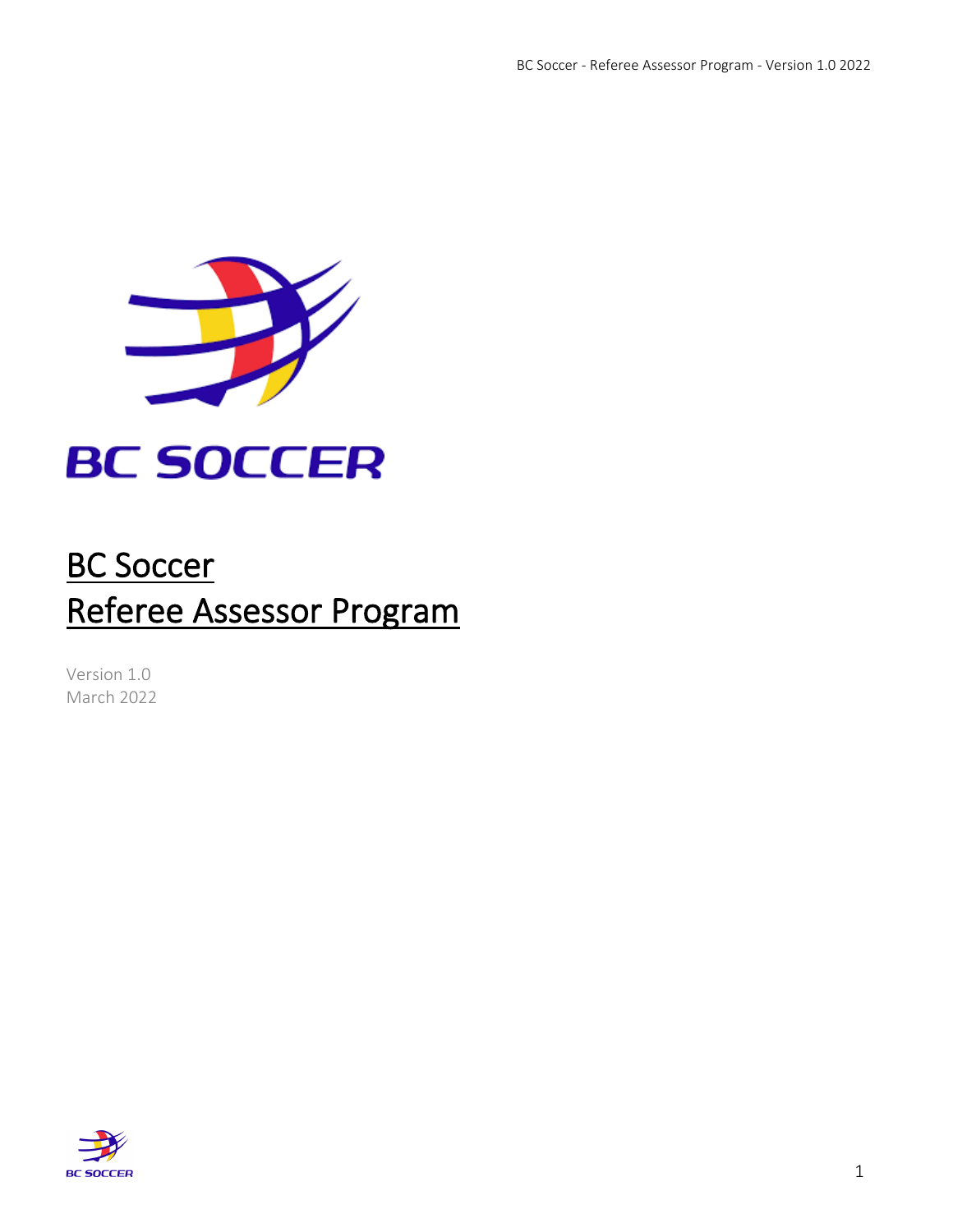# BC Soccer
# Referee Assessor Program

Version 1.0
March 2022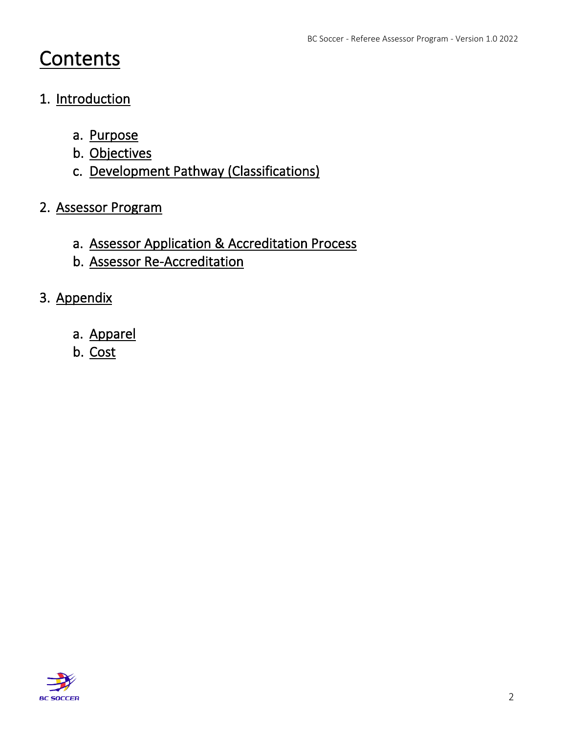# Contents

1. Introduction
    a. Purpose
    b. Objectives
    c. Development Pathway (Classifications)
2. Assessor Program
    a. Assessor Application & Accreditation Process
    b. Assessor Re-Accreditation
3. Appendix
    a. Apparel
    b. Cost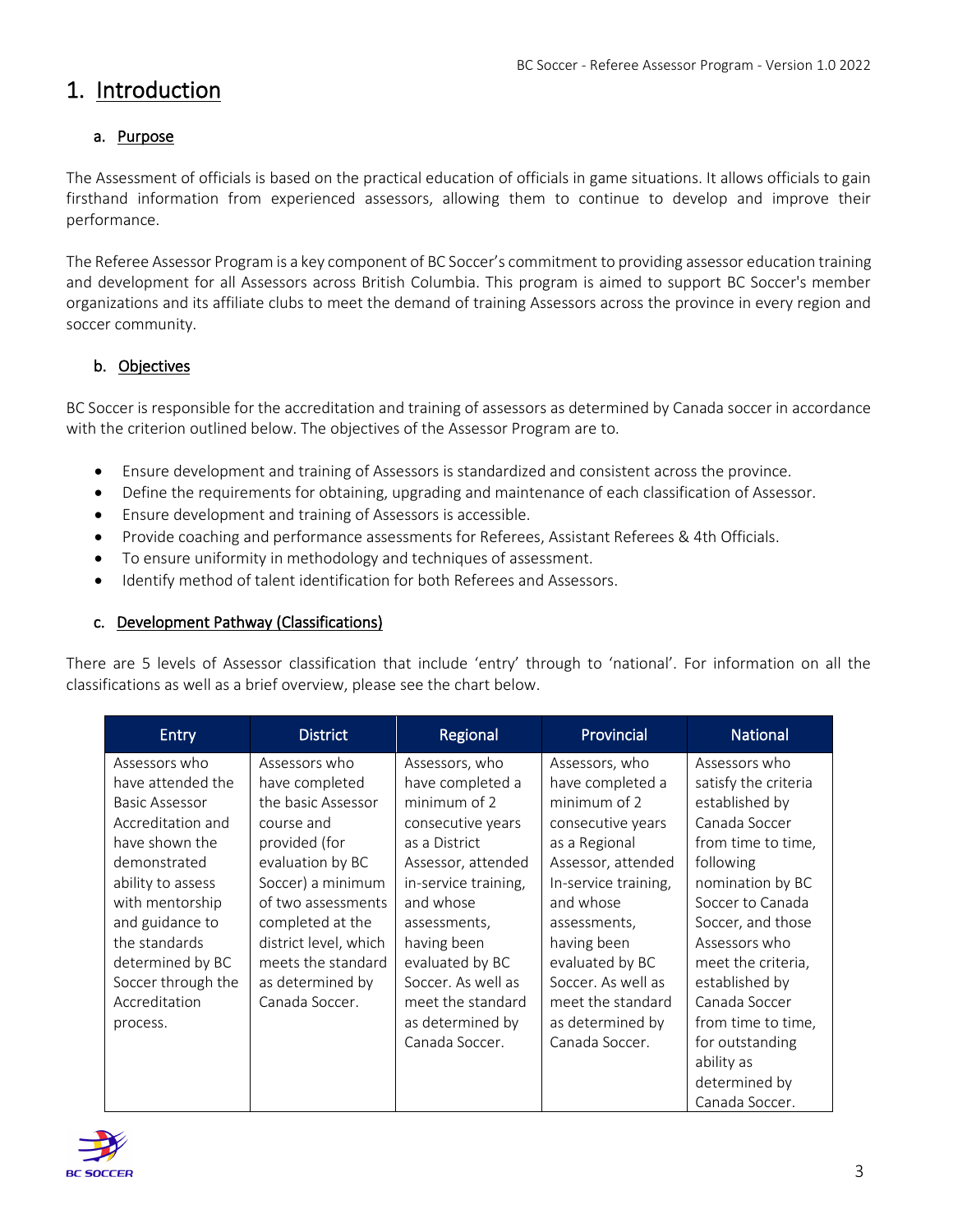# 1. Introduction

## a. Purpose

The Assessment of officials is based on the practical education of officials in game situations. It allows officials to gain firsthand information from experienced assessors, allowing them to continue to develop and improve their performance.

The Referee Assessor Program is a key component of BC Soccer's commitment to providing assessor education training and development for all Assessors across British Columbia. This program is aimed to support BC Soccer's member organizations and its affiliate clubs to meet the demand of training Assessors across the province in every region and soccer community.

## b. Objectives

BC Soccer is responsible for the accreditation and training of assessors as determined by Canada soccer in accordance with the criterion outlined below. The objectives of the Assessor Program are to.

- Ensure development and training of Assessors is standardized and consistent across the province.
- Define the requirements for obtaining, upgrading and maintenance of each classification of Assessor.
- Ensure development and training of Assessors is accessible.
- Provide coaching and performance assessments for Referees, Assistant Referees & 4th Officials.
- To ensure uniformity in methodology and techniques of assessment.
- Identify method of talent identification for both Referees and Assessors.

## c. Development Pathway (Classifications)

There are 5 levels of Assessor classification that include 'entry' through to 'national'. For information on all the classifications as well as a brief overview, please see the chart below.

| Entry | District | Regional | Provincial | National |
|---|---|---|---|---|
| Assessors who have attended the Basic Assessor Accreditation and have shown the demonstrated ability to assess with mentorship and guidance to the standards determined by BC Soccer through the Accreditation process. | Assessors who have completed the basic Assessor course and provided (for evaluation by BC Soccer) a minimum of two assessments completed at the district level, which meets the standard as determined by Canada Soccer. | Assessors, who have completed a minimum of 2 consecutive years as a District Assessor, attended in-service training, and whose assessments, having been evaluated by BC Soccer. As well as meet the standard as determined by Canada Soccer. | Assessors, who have completed a minimum of 2 consecutive years as a Regional Assessor, attended In-service training, and whose assessments, having been evaluated by BC Soccer. As well as meet the standard as determined by Canada Soccer. | Assessors who satisfy the criteria established by Canada Soccer from time to time, following nomination by BC Soccer to Canada Soccer, and those Assessors who meet the criteria, established by Canada Soccer from time to time, for outstanding ability as determined by Canada Soccer. |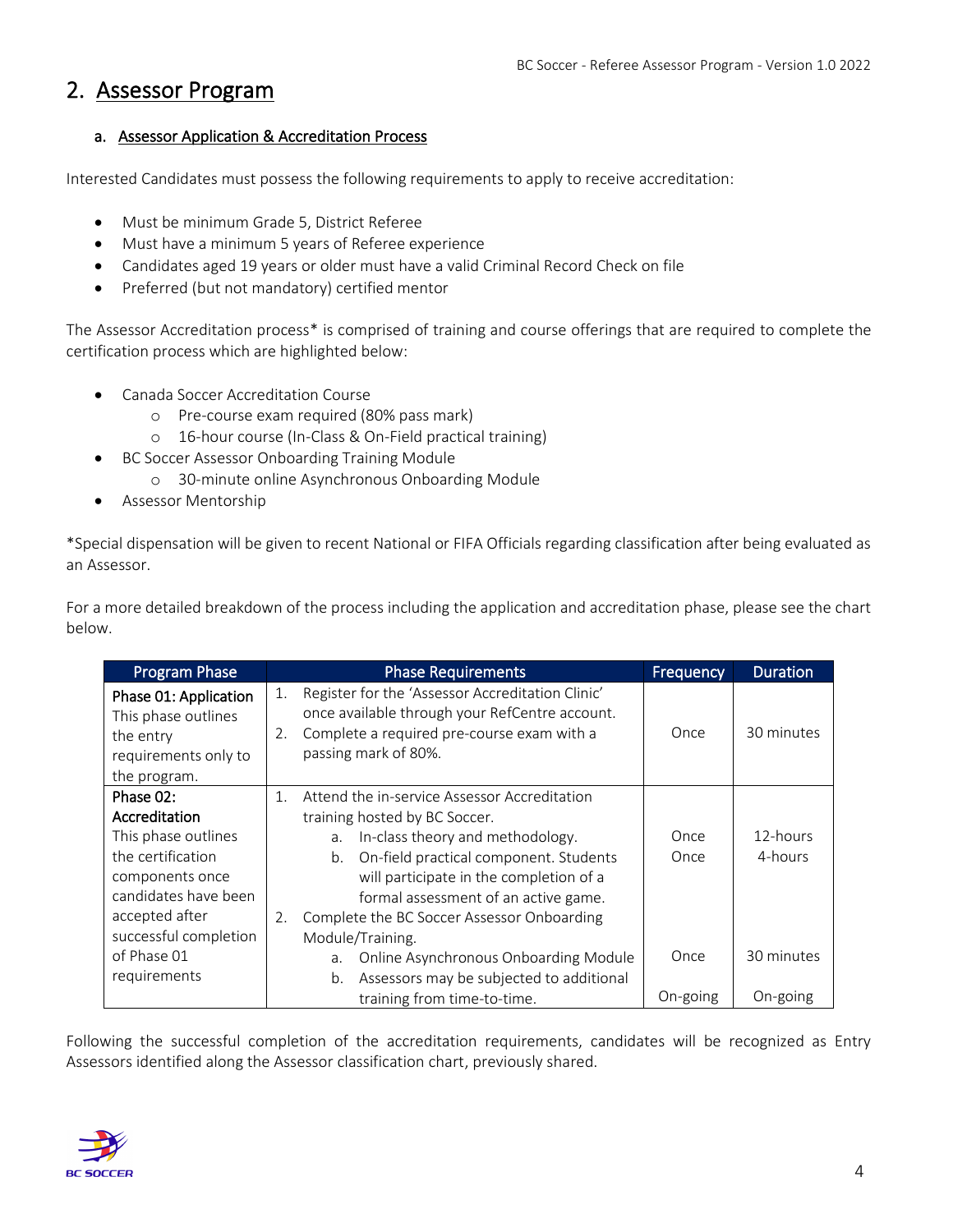## 2. Assessor Program

### a. Assessor Application & Accreditation Process

Interested Candidates must possess the following requirements to apply to receive accreditation:

- Must be minimum Grade 5, District Referee
- Must have a minimum 5 years of Referee experience
- Candidates aged 19 years or older must have a valid Criminal Record Check on file
- Preferred (but not mandatory) certified mentor

The Assessor Accreditation process* is comprised of training and course offerings that are required to complete the certification process which are highlighted below:

- Canada Soccer Accreditation Course
  - Pre-course exam required (80% pass mark)
  - 16-hour course (In-Class & On-Field practical training)
- BC Soccer Assessor Onboarding Training Module
  - 30-minute online Asynchronous Onboarding Module
- Assessor Mentorship

*Special dispensation will be given to recent National or FIFA Officials regarding classification after being evaluated as an Assessor.

For a more detailed breakdown of the process including the application and accreditation phase, please see the chart below.

| Program Phase | Phase Requirements | Frequency | Duration |
|---|---|---|---|
| **Phase 01: Application** This phase outlines the entry requirements only to the program. | 1. Register for the 'Assessor Accreditation Clinic' once available through your RefCentre account. 2. Complete a required pre-course exam with a passing mark of 80%. | Once | 30 minutes |
| **Phase 02: Accreditation** This phase outlines the certification components once candidates have been accepted after successful completion of Phase 01 requirements | 1. Attend the in-service Assessor Accreditation training hosted by BC Soccer. | | |
| | a. In-class theory and methodology. | Once | 12-hours |
| | b. On-field practical component. Students will participate in the completion of a formal assessment of an active game. | Once | 4-hours |
| | 2. Complete the BC Soccer Assessor Onboarding Module/Training. | | |
| | a. Online Asynchronous Onboarding Module | Once | 30 minutes |
| | b. Assessors may be subjected to additional training from time-to-time. | On-going | On-going |

Following the successful completion of the accreditation requirements, candidates will be recognized as Entry Assessors identified along the Assessor classification chart, previously shared.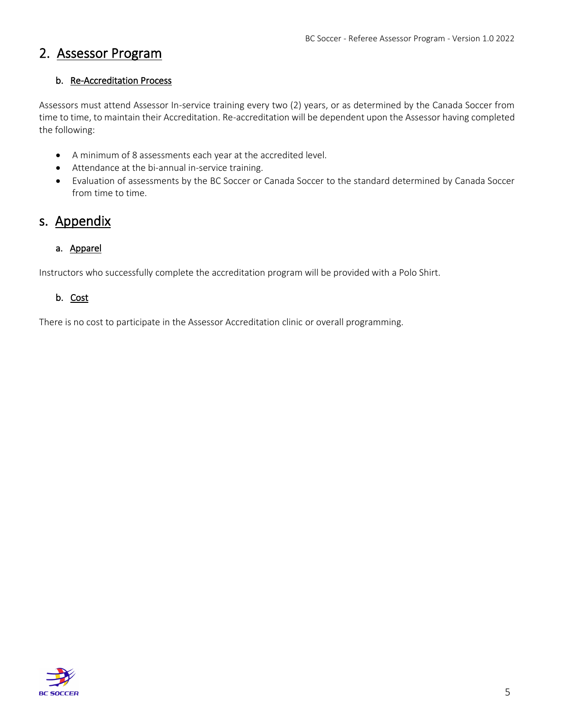## 2. Assessor Program

### b. Re-Accreditation Process

Assessors must attend Assessor In-service training every two (2) years, or as determined by the Canada Soccer from time to time, to maintain their Accreditation. Re-accreditation will be dependent upon the Assessor having completed the following:

- A minimum of 8 assessments each year at the accredited level.
- Attendance at the bi-annual in-service training.
- Evaluation of assessments by the BC Soccer or Canada Soccer to the standard determined by Canada Soccer from time to time.

## s. Appendix

### a. Apparel

Instructors who successfully complete the accreditation program will be provided with a Polo Shirt.

### b. Cost

There is no cost to participate in the Assessor Accreditation clinic or overall programming.